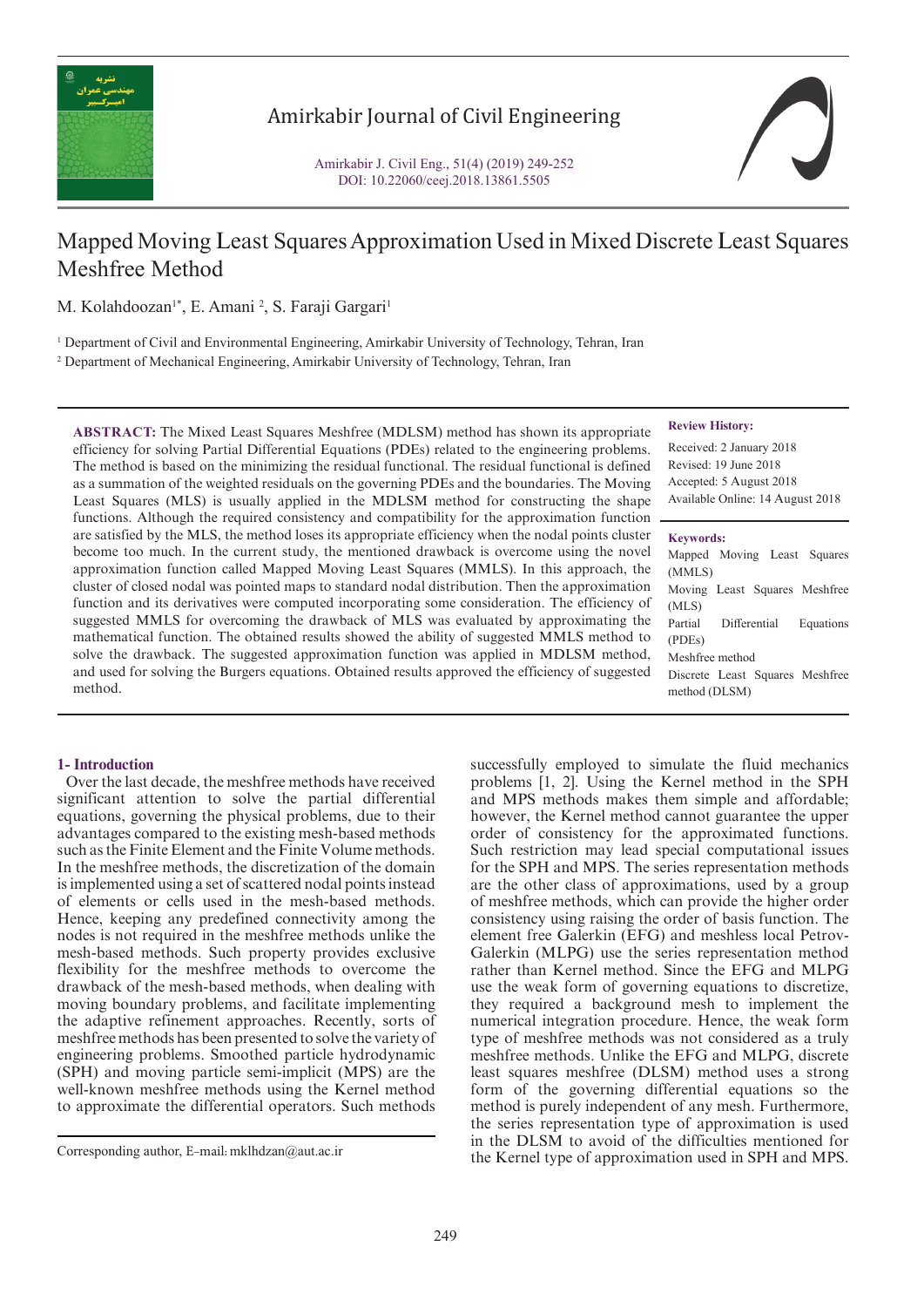# Mapped Moving Least Squares Approximation Used in Mixed Discrete Least Squares Meshfree Method

M. Kolahdoozan[1*], E. Amani [2], S. Faraji Gargari[1]

[1] Department of Civil and Environmental Engineering, Amirkabir University of Technology, Tehran, Iran

[2] Department of Mechanical Engineering, Amirkabir University of Technology, Tehran, Iran

**ABSTRACT:** The Mixed Least Squares Meshfree (MDLSM) method has shown its appropriate efficiency for solving Partial Differential Equations (PDEs) related to the engineering problems. The method is based on the minimizing the residual functional. The residual functional is defined as a summation of the weighted residuals on the governing PDEs and the boundaries. The Moving Least Squares (MLS) is usually applied in the MDLSM method for constructing the shape functions. Although the required consistency and compatibility for the approximation function are satisfied by the MLS, the method loses its appropriate efficiency when the nodal points cluster become too much. In the current study, the mentioned drawback is overcome using the novel approximation function called Mapped Moving Least Squares (MMLS). In this approach, the cluster of closed nodal was pointed maps to standard nodal distribution. Then the approximation function and its derivatives were computed incorporating some consideration. The efficiency of suggested MMLS for overcoming the drawback of MLS was evaluated by approximating the mathematical function. The obtained results showed the ability of suggested MMLS method to solve the drawback. The suggested approximation function was applied in MDLSM method, and used for solving the Burgers equations. Obtained results approved the efficiency of suggested method.

**Review History:**

Received: 2 January 2018
Revised: 19 June 2018
Accepted: 5 August 2018
Available Online: 14 August 2018

**Keywords:**

Mapped Moving Least Squares (MMLS)
Moving Least Squares Meshfree (MLS)
Partial Differential Equations (PDEs)
Meshfree method
Discrete Least Squares Meshfree method (DLSM)

## 1- Introduction

Over the last decade, the meshfree methods have received significant attention to solve the partial differential equations, governing the physical problems, due to their advantages compared to the existing mesh-based methods such as the Finite Element and the Finite Volume methods. In the meshfree methods, the discretization of the domain is implemented using a set of scattered nodal points instead of elements or cells used in the mesh-based methods. Hence, keeping any predefined connectivity among the nodes is not required in the meshfree methods unlike the mesh-based methods. Such property provides exclusive flexibility for the meshfree methods to overcome the drawback of the mesh-based methods, when dealing with moving boundary problems, and facilitate implementing the adaptive refinement approaches. Recently, sorts of meshfree methods has been presented to solve the variety of engineering problems. Smoothed particle hydrodynamic (SPH) and moving particle semi-implicit (MPS) are the well-known meshfree methods using the Kernel method to approximate the differential operators. Such methods successfully employed to simulate the fluid mechanics problems [1, 2]. Using the Kernel method in the SPH and MPS methods makes them simple and affordable; however, the Kernel method cannot guarantee the upper order of consistency for the approximated functions. Such restriction may lead special computational issues for the SPH and MPS. The series representation methods are the other class of approximations, used by a group of meshfree methods, which can provide the higher order consistency using raising the order of basis function. The element free Galerkin (EFG) and meshless local Petrov-Galerkin (MLPG) use the series representation method rather than Kernel method. Since the EFG and MLPG use the weak form of governing equations to discretize, they required a background mesh to implement the numerical integration procedure. Hence, the weak form type of meshfree methods was not considered as a truly meshfree methods. Unlike the EFG and MLPG, discrete least squares meshfree (DLSM) method uses a strong form of the governing differential equations so the method is purely independent of any mesh. Furthermore, the series representation type of approximation is used in the DLSM to avoid of the difficulties mentioned for the Kernel type of approximation used in SPH and MPS.

Corresponding author, E-mail: mklhdzan@aut.ac.ir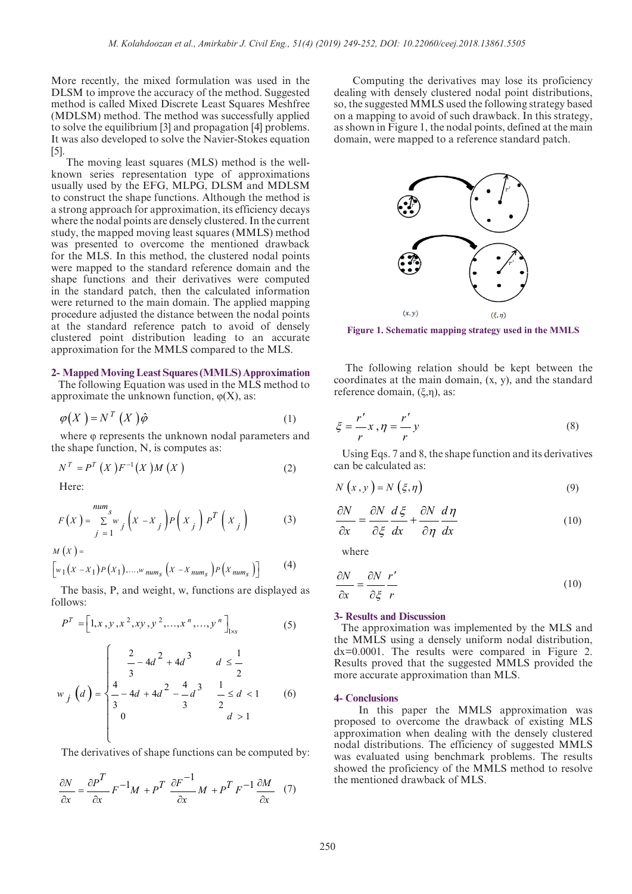More recently, the mixed formulation was used in the DLSM to improve the accuracy of the method. Suggested method is called Mixed Discrete Least Squares Meshfree (MDLSM) method. The method was successfully applied to solve the equilibrium [3] and propagation [4] problems. It was also developed to solve the Navier-Stokes equation [5].

The moving least squares (MLS) method is the well-known series representation type of approximations usually used by the EFG, MLPG, DLSM and MDLSM to construct the shape functions. Although the method is a strong approach for approximation, its efficiency decays where the nodal points are densely clustered. In the current study, the mapped moving least squares (MMLS) method was presented to overcome the mentioned drawback for the MLS. In this method, the clustered nodal points were mapped to the standard reference domain and the shape functions and their derivatives were computed in the standard patch, then the calculated information were returned to the main domain. The applied mapping procedure adjusted the distance between the nodal points at the standard reference patch to avoid of densely clustered point distribution leading to an accurate approximation for the MMLS compared to the MLS.

## 2- Mapped Moving Least Squares (MMLS) Approximation

The following Equation was used in the MLS method to approximate the unknown function, φ(X), as:

$$\varphi(X) = N^T(X)\hat{\varphi} \tag{1}$$

where φ represents the unknown nodal parameters and the shape function, N, is computes as:

$$N^T = P^T(X)F^{-1}(X)M(X) \tag{2}$$

Here:

$$F(X) = \sum_{j=1}^{num_s} w_j\left(X - X_j\right)P\left(X_j\right)P^T\left(X_j\right) \tag{3}$$

$$M(X) = \left[w_1\left(X - X_1\right)P\left(X_1\right),\ldots,w_{num_s}\left(X - X_{num_s}\right)P\left(X_{num_s}\right)\right] \tag{4}$$

The basis, P, and weight, w, functions are displayed as follows:

$$P^T = \left[1, x, y, x^2, xy, y^2, \ldots, x^n, \ldots, y^n\right]_{1\times s} \tag{5}$$

$$w_j(d) = \begin{cases} \dfrac{2}{3} - 4d^2 + 4d^3 & d \le \dfrac{1}{2} \\ \dfrac{4}{3} - 4d + 4d^2 - \dfrac{4}{3}d^3 & \dfrac{1}{2} \le d < 1 \\ 0 & d > 1 \end{cases} \tag{6}$$

The derivatives of shape functions can be computed by:

$$\frac{\partial N}{\partial x} = \frac{\partial P^T}{\partial x}F^{-1}M + P^T\frac{\partial F^{-1}}{\partial x}M + P^T F^{-1}\frac{\partial M}{\partial x} \tag{7}$$

Computing the derivatives may lose its proficiency dealing with densely clustered nodal point distributions, so, the suggested MMLS used the following strategy based on a mapping to avoid of such drawback. In this strategy, as shown in Figure 1, the nodal points, defined at the main domain, were mapped to a reference standard patch.

**Figure 1. Schematic mapping strategy used in the MMLS**

The following relation should be kept between the coordinates at the main domain, (x, y), and the standard reference domain, (ξ,η), as:

$$\xi = \frac{r'}{r}x, \eta = \frac{r'}{r}y \tag{8}$$

Using Eqs. 7 and 8, the shape function and its derivatives can be calculated as:

$$N(x, y) = N(\xi, \eta) \tag{9}$$

$$\frac{\partial N}{\partial x} = \frac{\partial N}{\partial \xi}\frac{d\xi}{dx} + \frac{\partial N}{\partial \eta}\frac{d\eta}{dx} \tag{10}$$

where

$$\frac{\partial N}{\partial x} = \frac{\partial N}{\partial \xi}\frac{r'}{r} \tag{10}$$

## 3- Results and Discussion

The approximation was implemented by the MLS and the MMLS using a densely uniform nodal distribution, dx=0.0001. The results were compared in Figure 2. Results proved that the suggested MMLS provided the more accurate approximation than MLS.

## 4- Conclusions

In this paper the MMLS approximation was proposed to overcome the drawback of existing MLS approximation when dealing with the densely clustered nodal distributions. The efficiency of suggested MMLS was evaluated using benchmark problems. The results showed the proficiency of the MMLS method to resolve the mentioned drawback of MLS.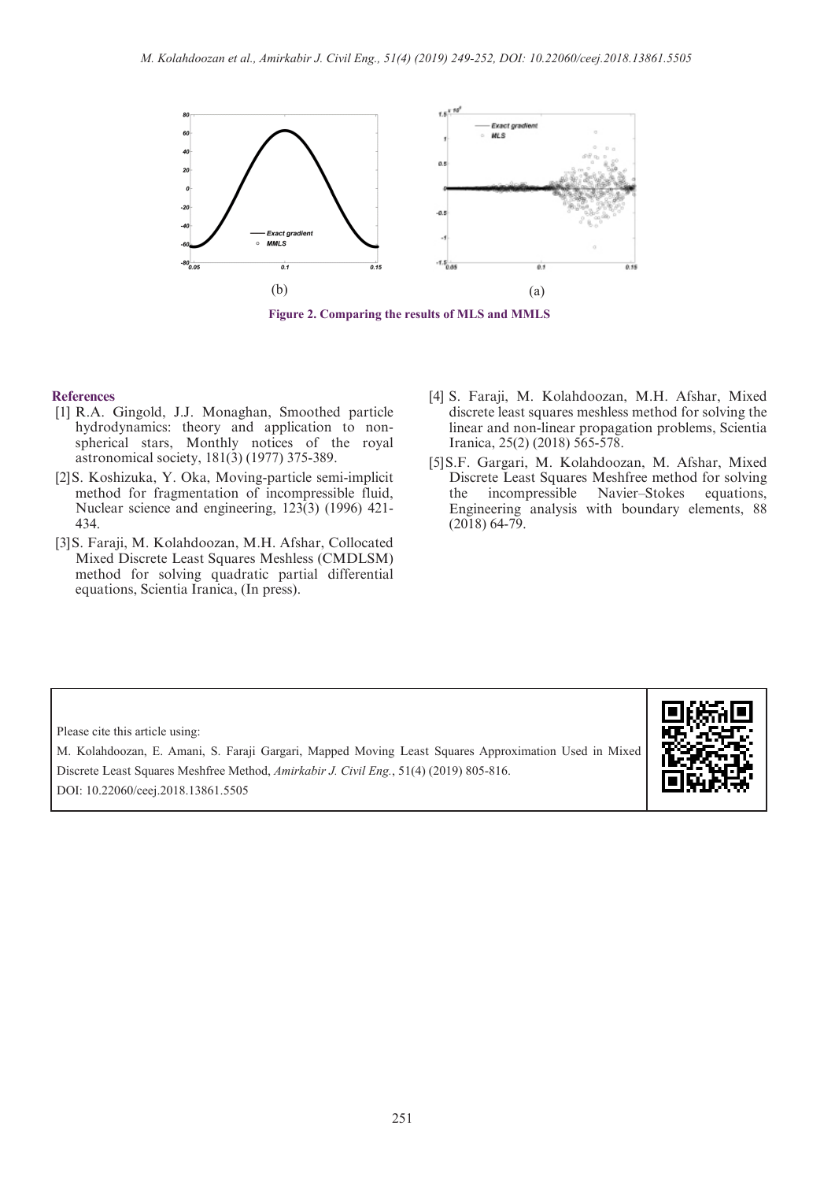80
60
40
20
0
-20
-40
-60
-80
0.05
0.1
0.15
Exact gradient
MMLS

(b)

1.5 x 10^6
1
0.5
0
-0.5
-1
-1.5
0.05
0.1
0.15
Exact gradient
MLS

(a)

**Figure 2. Comparing the results of MLS and MMLS**

## References

[1] R.A. Gingold, J.J. Monaghan, Smoothed particle hydrodynamics: theory and application to non-spherical stars, Monthly notices of the royal astronomical society, 181(3) (1977) 375-389.

[2] S. Koshizuka, Y. Oka, Moving-particle semi-implicit method for fragmentation of incompressible fluid, Nuclear science and engineering, 123(3) (1996) 421-434.

[3] S. Faraji, M. Kolahdoozan, M.H. Afshar, Collocated Mixed Discrete Least Squares Meshless (CMDLSM) method for solving quadratic partial differential equations, Scientia Iranica, (In press).

[4] S. Faraji, M. Kolahdoozan, M.H. Afshar, Mixed discrete least squares meshless method for solving the linear and non-linear propagation problems, Scientia Iranica, 25(2) (2018) 565-578.

[5] S.F. Gargari, M. Kolahdoozan, M. Afshar, Mixed Discrete Least Squares Meshfree method for solving the incompressible Navier–Stokes equations, Engineering analysis with boundary elements, 88 (2018) 64-79.

Please cite this article using:

M. Kolahdoozan, E. Amani, S. Faraji Gargari, Mapped Moving Least Squares Approximation Used in Mixed Discrete Least Squares Meshfree Method, *Amirkabir J. Civil Eng.*, 51(4) (2019) 805-816.

DOI: 10.22060/ceej.2018.13861.5505